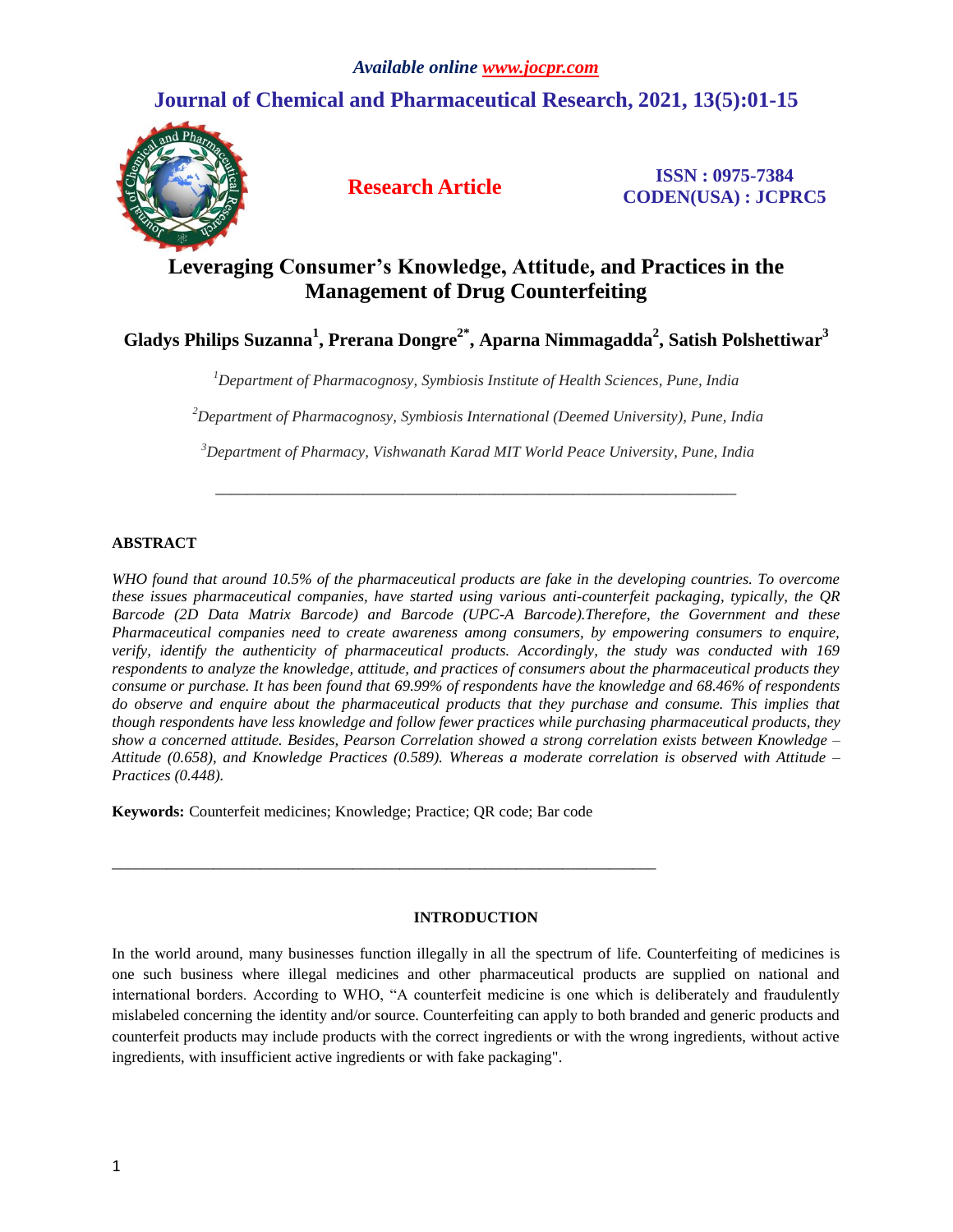# Leveraging Consumer's Knowledge, Attitude, and Practices in the Management of Drug Counterfeiting

**Gladys Philips Suzanna[1], Prerana Dongre[2*], Aparna Nimmagadda[2], Satish Polshettiwar[3]**

*[1]Department of Pharmacognosy, Symbiosis Institute of Health Sciences, Pune, India*

*[2]Department of Pharmacognosy, Symbiosis International (Deemed University), Pune, India*

*[3]Department of Pharmacy, Vishwanath Karad MIT World Peace University, Pune, India*

## ABSTRACT

*WHO found that around 10.5% of the pharmaceutical products are fake in the developing countries. To overcome these issues pharmaceutical companies, have started using various anti-counterfeit packaging, typically, the QR Barcode (2D Data Matrix Barcode) and Barcode (UPC-A Barcode).Therefore, the Government and these Pharmaceutical companies need to create awareness among consumers, by empowering consumers to enquire, verify, identify the authenticity of pharmaceutical products. Accordingly, the study was conducted with 169 respondents to analyze the knowledge, attitude, and practices of consumers about the pharmaceutical products they consume or purchase. It has been found that 69.99% of respondents have the knowledge and 68.46% of respondents do observe and enquire about the pharmaceutical products that they purchase and consume. This implies that though respondents have less knowledge and follow fewer practices while purchasing pharmaceutical products, they show a concerned attitude. Besides, Pearson Correlation showed a strong correlation exists between Knowledge – Attitude (0.658), and Knowledge Practices (0.589). Whereas a moderate correlation is observed with Attitude – Practices (0.448).*

**Keywords:** Counterfeit medicines; Knowledge; Practice; QR code; Bar code

## INTRODUCTION

In the world around, many businesses function illegally in all the spectrum of life. Counterfeiting of medicines is one such business where illegal medicines and other pharmaceutical products are supplied on national and international borders. According to WHO, "A counterfeit medicine is one which is deliberately and fraudulently mislabeled concerning the identity and/or source. Counterfeiting can apply to both branded and generic products and counterfeit products may include products with the correct ingredients or with the wrong ingredients, without active ingredients, with insufficient active ingredients or with fake packaging".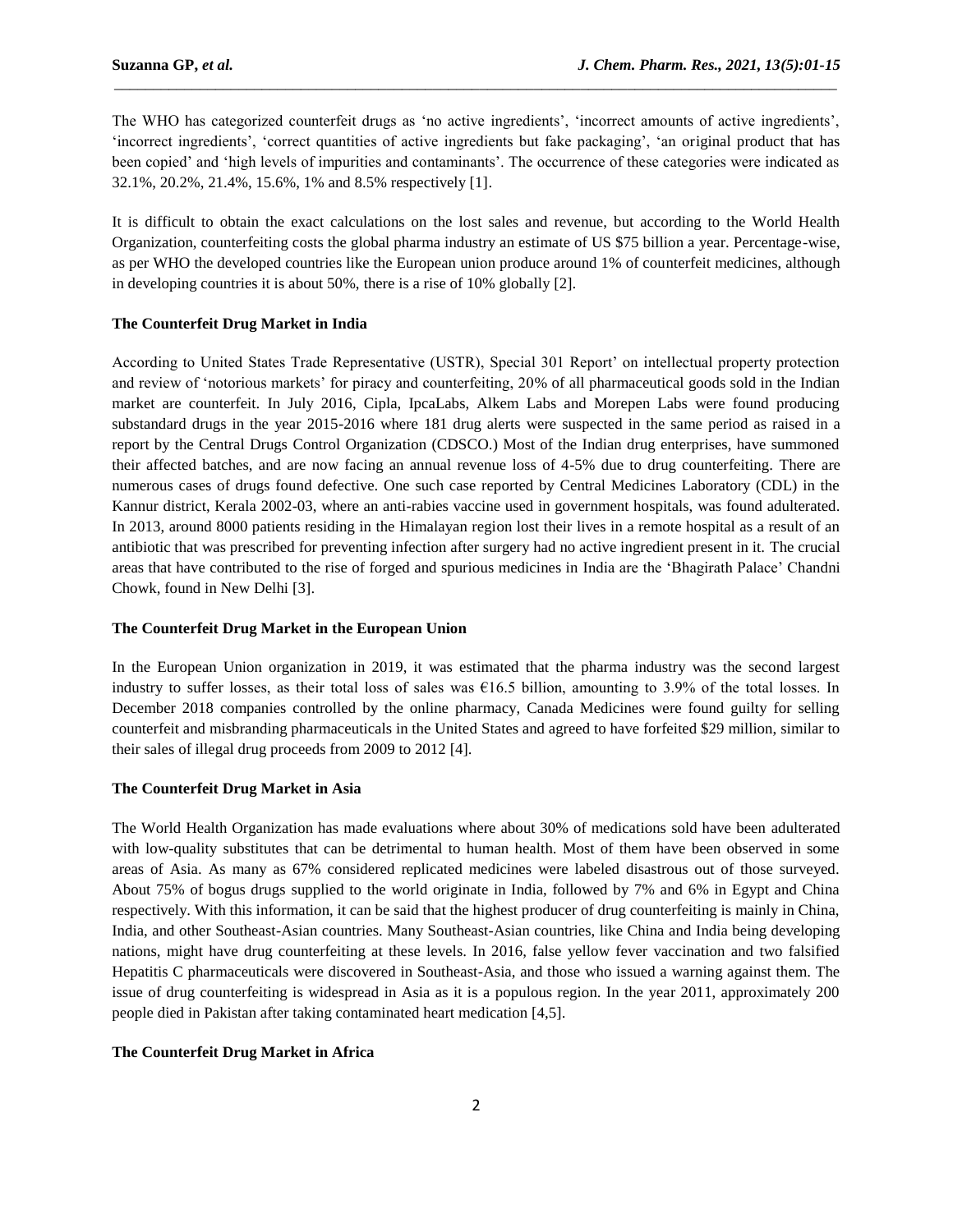The WHO has categorized counterfeit drugs as 'no active ingredients', 'incorrect amounts of active ingredients', 'incorrect ingredients', 'correct quantities of active ingredients but fake packaging', 'an original product that has been copied' and 'high levels of impurities and contaminants'. The occurrence of these categories were indicated as 32.1%, 20.2%, 21.4%, 15.6%, 1% and 8.5% respectively [1].

It is difficult to obtain the exact calculations on the lost sales and revenue, but according to the World Health Organization, counterfeiting costs the global pharma industry an estimate of US $75 billion a year. Percentage-wise, as per WHO the developed countries like the European union produce around 1% of counterfeit medicines, although in developing countries it is about 50%, there is a rise of 10% globally [2].

### The Counterfeit Drug Market in India

According to United States Trade Representative (USTR), Special 301 Report' on intellectual property protection and review of 'notorious markets' for piracy and counterfeiting, 20% of all pharmaceutical goods sold in the Indian market are counterfeit. In July 2016, Cipla, IpcaLabs, Alkem Labs and Morepen Labs were found producing substandard drugs in the year 2015-2016 where 181 drug alerts were suspected in the same period as raised in a report by the Central Drugs Control Organization (CDSCO.) Most of the Indian drug enterprises, have summoned their affected batches, and are now facing an annual revenue loss of 4-5% due to drug counterfeiting. There are numerous cases of drugs found defective. One such case reported by Central Medicines Laboratory (CDL) in the Kannur district, Kerala 2002-03, where an anti-rabies vaccine used in government hospitals, was found adulterated. In 2013, around 8000 patients residing in the Himalayan region lost their lives in a remote hospital as a result of an antibiotic that was prescribed for preventing infection after surgery had no active ingredient present in it. The crucial areas that have contributed to the rise of forged and spurious medicines in India are the 'Bhagirath Palace' Chandni Chowk, found in New Delhi [3].

### The Counterfeit Drug Market in the European Union

In the European Union organization in 2019, it was estimated that the pharma industry was the second largest industry to suffer losses, as their total loss of sales was €16.5 billion, amounting to 3.9% of the total losses. In December 2018 companies controlled by the online pharmacy, Canada Medicines were found guilty for selling counterfeit and misbranding pharmaceuticals in the United States and agreed to have forfeited $29 million, similar to their sales of illegal drug proceeds from 2009 to 2012 [4].

### The Counterfeit Drug Market in Asia

The World Health Organization has made evaluations where about 30% of medications sold have been adulterated with low-quality substitutes that can be detrimental to human health. Most of them have been observed in some areas of Asia. As many as 67% considered replicated medicines were labeled disastrous out of those surveyed. About 75% of bogus drugs supplied to the world originate in India, followed by 7% and 6% in Egypt and China respectively. With this information, it can be said that the highest producer of drug counterfeiting is mainly in China, India, and other Southeast-Asian countries. Many Southeast-Asian countries, like China and India being developing nations, might have drug counterfeiting at these levels. In 2016, false yellow fever vaccination and two falsified Hepatitis C pharmaceuticals were discovered in Southeast-Asia, and those who issued a warning against them. The issue of drug counterfeiting is widespread in Asia as it is a populous region. In the year 2011, approximately 200 people died in Pakistan after taking contaminated heart medication [4,5].

### The Counterfeit Drug Market in Africa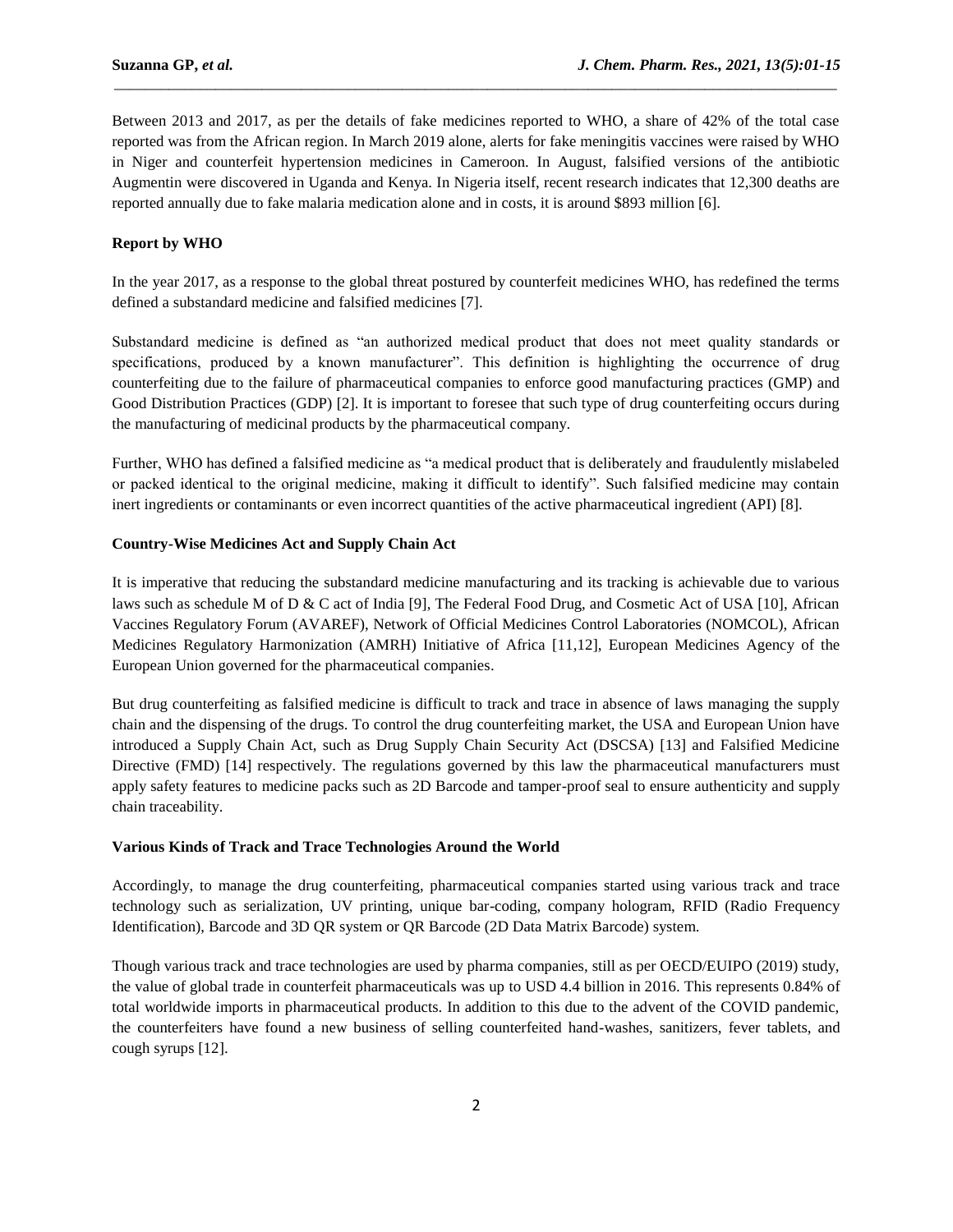Between 2013 and 2017, as per the details of fake medicines reported to WHO, a share of 42% of the total case reported was from the African region. In March 2019 alone, alerts for fake meningitis vaccines were raised by WHO in Niger and counterfeit hypertension medicines in Cameroon. In August, falsified versions of the antibiotic Augmentin were discovered in Uganda and Kenya. In Nigeria itself, recent research indicates that 12,300 deaths are reported annually due to fake malaria medication alone and in costs, it is around $893 million [6].

**Report by WHO**

In the year 2017, as a response to the global threat postured by counterfeit medicines WHO, has redefined the terms defined a substandard medicine and falsified medicines [7].

Substandard medicine is defined as "an authorized medical product that does not meet quality standards or specifications, produced by a known manufacturer". This definition is highlighting the occurrence of drug counterfeiting due to the failure of pharmaceutical companies to enforce good manufacturing practices (GMP) and Good Distribution Practices (GDP) [2]. It is important to foresee that such type of drug counterfeiting occurs during the manufacturing of medicinal products by the pharmaceutical company.

Further, WHO has defined a falsified medicine as "a medical product that is deliberately and fraudulently mislabeled or packed identical to the original medicine, making it difficult to identify". Such falsified medicine may contain inert ingredients or contaminants or even incorrect quantities of the active pharmaceutical ingredient (API) [8].

**Country-Wise Medicines Act and Supply Chain Act**

It is imperative that reducing the substandard medicine manufacturing and its tracking is achievable due to various laws such as schedule M of D & C act of India [9], The Federal Food Drug, and Cosmetic Act of USA [10], African Vaccines Regulatory Forum (AVAREF), Network of Official Medicines Control Laboratories (NOMCOL), African Medicines Regulatory Harmonization (AMRH) Initiative of Africa [11,12], European Medicines Agency of the European Union governed for the pharmaceutical companies.

But drug counterfeiting as falsified medicine is difficult to track and trace in absence of laws managing the supply chain and the dispensing of the drugs. To control the drug counterfeiting market, the USA and European Union have introduced a Supply Chain Act, such as Drug Supply Chain Security Act (DSCSA) [13] and Falsified Medicine Directive (FMD) [14] respectively. The regulations governed by this law the pharmaceutical manufacturers must apply safety features to medicine packs such as 2D Barcode and tamper-proof seal to ensure authenticity and supply chain traceability.

**Various Kinds of Track and Trace Technologies Around the World**

Accordingly, to manage the drug counterfeiting, pharmaceutical companies started using various track and trace technology such as serialization, UV printing, unique bar-coding, company hologram, RFID (Radio Frequency Identification), Barcode and 3D QR system or QR Barcode (2D Data Matrix Barcode) system.

Though various track and trace technologies are used by pharma companies, still as per OECD/EUIPO (2019) study, the value of global trade in counterfeit pharmaceuticals was up to USD 4.4 billion in 2016. This represents 0.84% of total worldwide imports in pharmaceutical products. In addition to this due to the advent of the COVID pandemic, the counterfeiters have found a new business of selling counterfeited hand-washes, sanitizers, fever tablets, and cough syrups [12].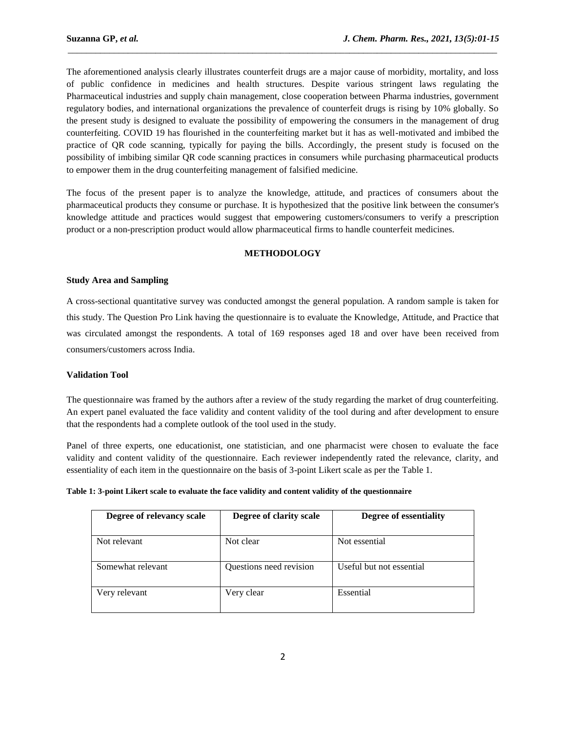The aforementioned analysis clearly illustrates counterfeit drugs are a major cause of morbidity, mortality, and loss of public confidence in medicines and health structures. Despite various stringent laws regulating the Pharmaceutical industries and supply chain management, close cooperation between Pharma industries, government regulatory bodies, and international organizations the prevalence of counterfeit drugs is rising by 10% globally. So the present study is designed to evaluate the possibility of empowering the consumers in the management of drug counterfeiting. COVID 19 has flourished in the counterfeiting market but it has as well-motivated and imbibed the practice of QR code scanning, typically for paying the bills. Accordingly, the present study is focused on the possibility of imbibing similar QR code scanning practices in consumers while purchasing pharmaceutical products to empower them in the drug counterfeiting management of falsified medicine.

The focus of the present paper is to analyze the knowledge, attitude, and practices of consumers about the pharmaceutical products they consume or purchase. It is hypothesized that the positive link between the consumer's knowledge attitude and practices would suggest that empowering customers/consumers to verify a prescription product or a non-prescription product would allow pharmaceutical firms to handle counterfeit medicines.

## METHODOLOGY

### Study Area and Sampling

A cross-sectional quantitative survey was conducted amongst the general population. A random sample is taken for this study. The Question Pro Link having the questionnaire is to evaluate the Knowledge, Attitude, and Practice that was circulated amongst the respondents. A total of 169 responses aged 18 and over have been received from consumers/customers across India.

### Validation Tool

The questionnaire was framed by the authors after a review of the study regarding the market of drug counterfeiting. An expert panel evaluated the face validity and content validity of the tool during and after development to ensure that the respondents had a complete outlook of the tool used in the study.

Panel of three experts, one educationist, one statistician, and one pharmacist were chosen to evaluate the face validity and content validity of the questionnaire. Each reviewer independently rated the relevance, clarity, and essentiality of each item in the questionnaire on the basis of 3-point Likert scale as per the Table 1.

**Table 1: 3-point Likert scale to evaluate the face validity and content validity of the questionnaire**

| Degree of relevancy scale | Degree of clarity scale | Degree of essentiality |
| --- | --- | --- |
| Not relevant | Not clear | Not essential |
| Somewhat relevant | Questions need revision | Useful but not essential |
| Very relevant | Very clear | Essential |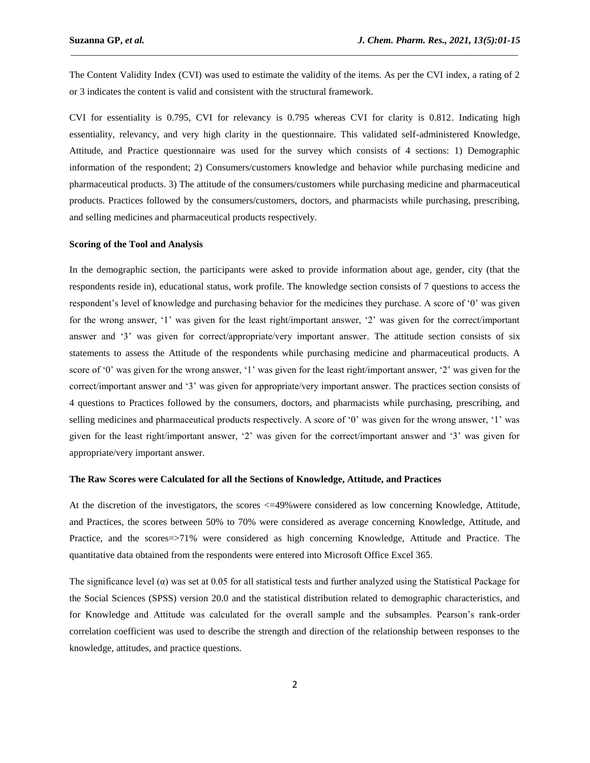The Content Validity Index (CVI) was used to estimate the validity of the items. As per the CVI index, a rating of 2 or 3 indicates the content is valid and consistent with the structural framework.

CVI for essentiality is 0.795, CVI for relevancy is 0.795 whereas CVI for clarity is 0.812. Indicating high essentiality, relevancy, and very high clarity in the questionnaire. This validated self-administered Knowledge, Attitude, and Practice questionnaire was used for the survey which consists of 4 sections: 1) Demographic information of the respondent; 2) Consumers/customers knowledge and behavior while purchasing medicine and pharmaceutical products. 3) The attitude of the consumers/customers while purchasing medicine and pharmaceutical products. Practices followed by the consumers/customers, doctors, and pharmacists while purchasing, prescribing, and selling medicines and pharmaceutical products respectively.

**Scoring of the Tool and Analysis**

In the demographic section, the participants were asked to provide information about age, gender, city (that the respondents reside in), educational status, work profile. The knowledge section consists of 7 questions to access the respondent's level of knowledge and purchasing behavior for the medicines they purchase. A score of '0' was given for the wrong answer, '1' was given for the least right/important answer, '2' was given for the correct/important answer and '3' was given for correct/appropriate/very important answer. The attitude section consists of six statements to assess the Attitude of the respondents while purchasing medicine and pharmaceutical products. A score of '0' was given for the wrong answer, '1' was given for the least right/important answer, '2' was given for the correct/important answer and '3' was given for appropriate/very important answer. The practices section consists of 4 questions to Practices followed by the consumers, doctors, and pharmacists while purchasing, prescribing, and selling medicines and pharmaceutical products respectively. A score of '0' was given for the wrong answer, '1' was given for the least right/important answer, '2' was given for the correct/important answer and '3' was given for appropriate/very important answer.

**The Raw Scores were Calculated for all the Sections of Knowledge, Attitude, and Practices**

At the discretion of the investigators, the scores <=49%were considered as low concerning Knowledge, Attitude, and Practices, the scores between 50% to 70% were considered as average concerning Knowledge, Attitude, and Practice, and the scores=>71% were considered as high concerning Knowledge, Attitude and Practice. The quantitative data obtained from the respondents were entered into Microsoft Office Excel 365.

The significance level (α) was set at 0.05 for all statistical tests and further analyzed using the Statistical Package for the Social Sciences (SPSS) version 20.0 and the statistical distribution related to demographic characteristics, and for Knowledge and Attitude was calculated for the overall sample and the subsamples. Pearson's rank-order correlation coefficient was used to describe the strength and direction of the relationship between responses to the knowledge, attitudes, and practice questions.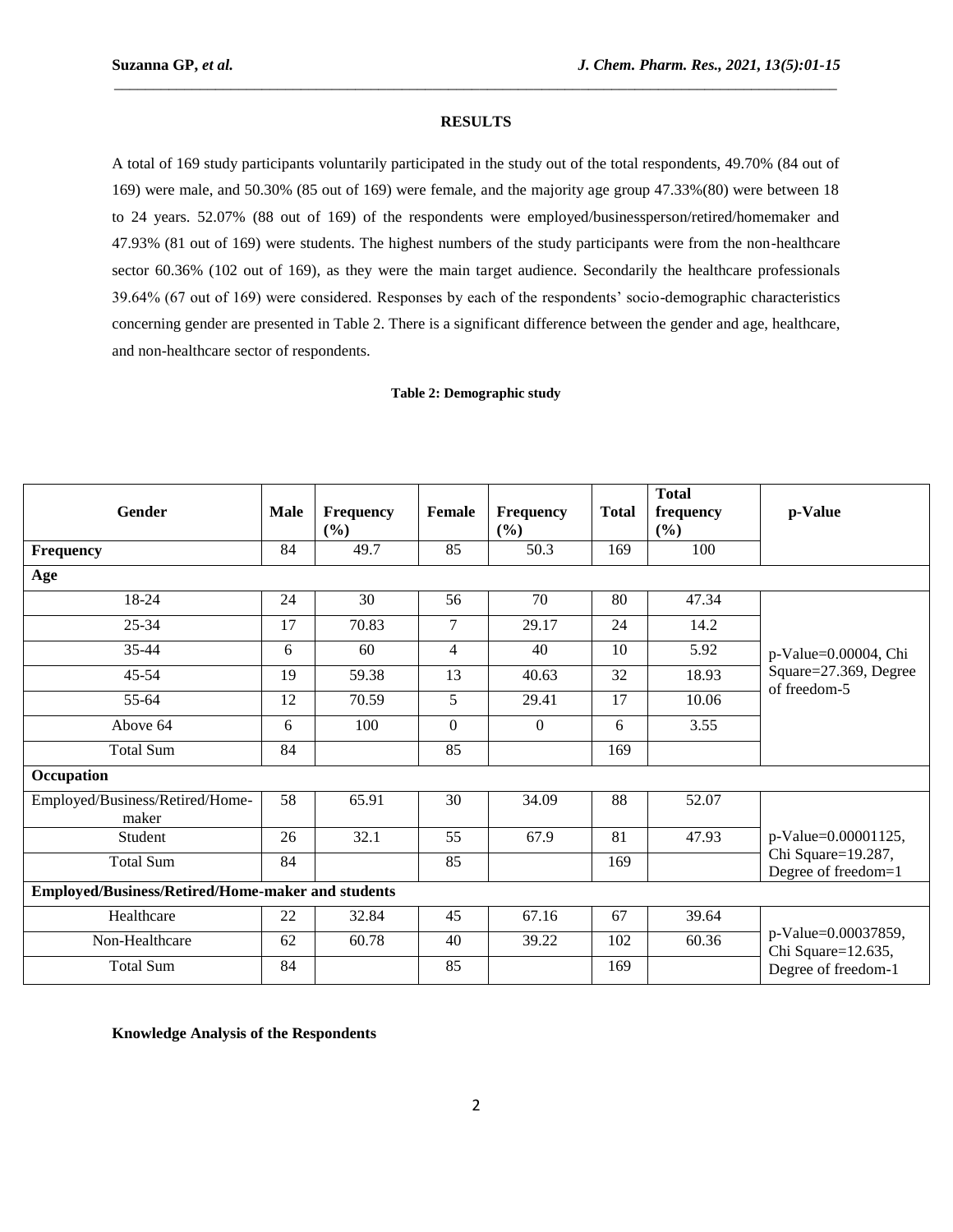## RESULTS

A total of 169 study participants voluntarily participated in the study out of the total respondents, 49.70% (84 out of 169) were male, and 50.30% (85 out of 169) were female, and the majority age group 47.33%(80) were between 18 to 24 years. 52.07% (88 out of 169) of the respondents were employed/businessperson/retired/homemaker and 47.93% (81 out of 169) were students. The highest numbers of the study participants were from the non-healthcare sector 60.36% (102 out of 169), as they were the main target audience. Secondarily the healthcare professionals 39.64% (67 out of 169) were considered. Responses by each of the respondents' socio-demographic characteristics concerning gender are presented in Table 2. There is a significant difference between the gender and age, healthcare, and non-healthcare sector of respondents.

**Table 2: Demographic study**

| Gender | Male | Frequency (%) | Female | Frequency (%) | Total | Total frequency (%) | p-Value |
|---|---|---|---|---|---|---|---|
| **Frequency** | 84 | 49.7 | 85 | 50.3 | 169 | 100 | |
| **Age** | | | | | | | |
| 18-24 | 24 | 30 | 56 | 70 | 80 | 47.34 | p-Value=0.00004, Chi Square=27.369, Degree of freedom-5 |
| 25-34 | 17 | 70.83 | 7 | 29.17 | 24 | 14.2 | |
| 35-44 | 6 | 60 | 4 | 40 | 10 | 5.92 | |
| 45-54 | 19 | 59.38 | 13 | 40.63 | 32 | 18.93 | |
| 55-64 | 12 | 70.59 | 5 | 29.41 | 17 | 10.06 | |
| Above 64 | 6 | 100 | 0 | 0 | 6 | 3.55 | |
| Total Sum | 84 | | 85 | | 169 | | |
| **Occupation** | | | | | | | |
| Employed/Business/Retired/Home-maker | 58 | 65.91 | 30 | 34.09 | 88 | 52.07 | p-Value=0.00001125, Chi Square=19.287, Degree of freedom=1 |
| Student | 26 | 32.1 | 55 | 67.9 | 81 | 47.93 | |
| Total Sum | 84 | | 85 | | 169 | | |
| **Employed/Business/Retired/Home-maker and students** | | | | | | | |
| Healthcare | 22 | 32.84 | 45 | 67.16 | 67 | 39.64 | p-Value=0.00037859, Chi Square=12.635, Degree of freedom-1 |
| Non-Healthcare | 62 | 60.78 | 40 | 39.22 | 102 | 60.36 | |
| Total Sum | 84 | | 85 | | 169 | | |

### Knowledge Analysis of the Respondents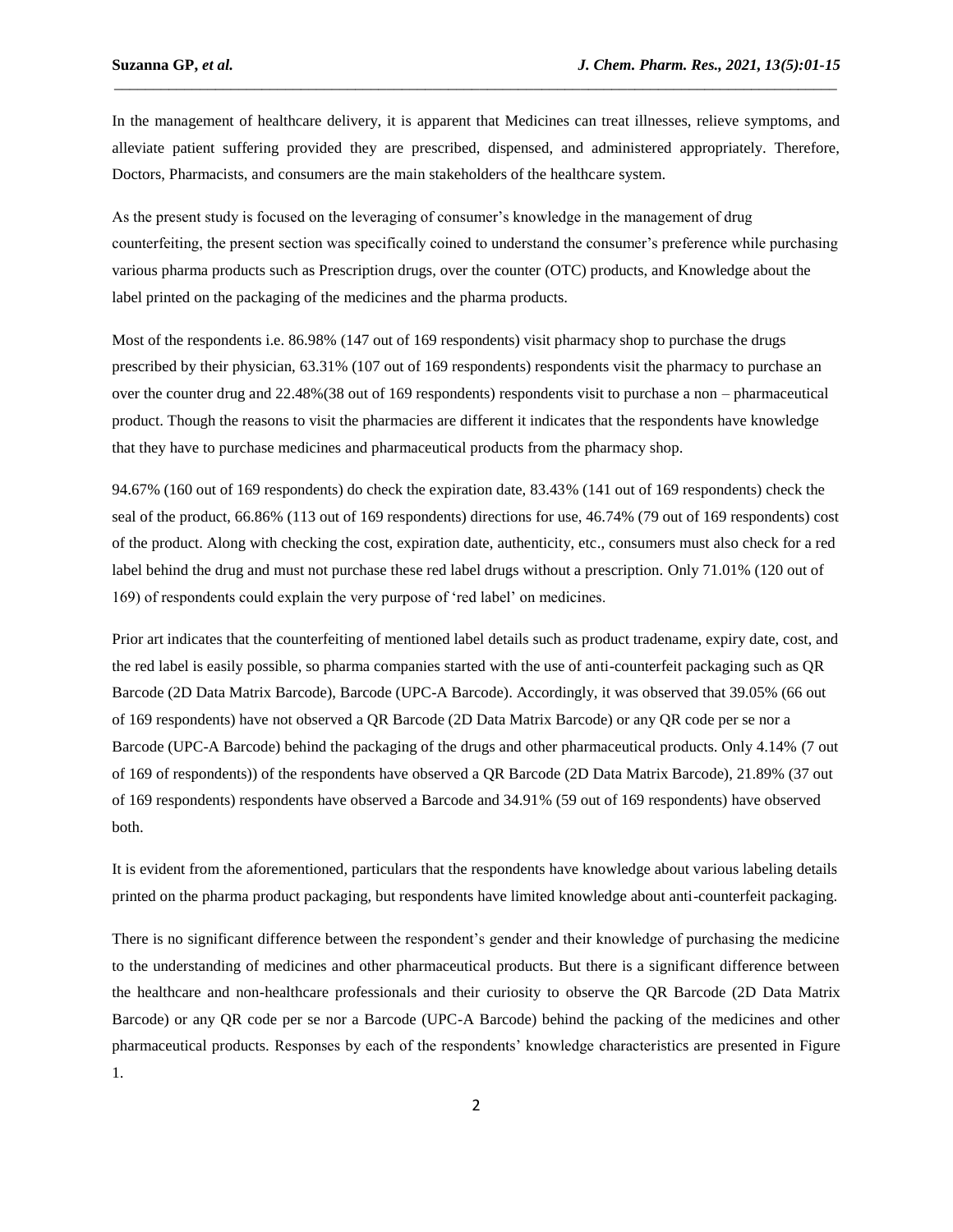In the management of healthcare delivery, it is apparent that Medicines can treat illnesses, relieve symptoms, and alleviate patient suffering provided they are prescribed, dispensed, and administered appropriately. Therefore, Doctors, Pharmacists, and consumers are the main stakeholders of the healthcare system.

As the present study is focused on the leveraging of consumer's knowledge in the management of drug counterfeiting, the present section was specifically coined to understand the consumer's preference while purchasing various pharma products such as Prescription drugs, over the counter (OTC) products, and Knowledge about the label printed on the packaging of the medicines and the pharma products.

Most of the respondents i.e. 86.98% (147 out of 169 respondents) visit pharmacy shop to purchase the drugs prescribed by their physician, 63.31% (107 out of 169 respondents) respondents visit the pharmacy to purchase an over the counter drug and 22.48%(38 out of 169 respondents) respondents visit to purchase a non – pharmaceutical product. Though the reasons to visit the pharmacies are different it indicates that the respondents have knowledge that they have to purchase medicines and pharmaceutical products from the pharmacy shop.

94.67% (160 out of 169 respondents) do check the expiration date, 83.43% (141 out of 169 respondents) check the seal of the product, 66.86% (113 out of 169 respondents) directions for use, 46.74% (79 out of 169 respondents) cost of the product. Along with checking the cost, expiration date, authenticity, etc., consumers must also check for a red label behind the drug and must not purchase these red label drugs without a prescription. Only 71.01% (120 out of 169) of respondents could explain the very purpose of 'red label' on medicines.

Prior art indicates that the counterfeiting of mentioned label details such as product tradename, expiry date, cost, and the red label is easily possible, so pharma companies started with the use of anti-counterfeit packaging such as QR Barcode (2D Data Matrix Barcode), Barcode (UPC-A Barcode). Accordingly, it was observed that 39.05% (66 out of 169 respondents) have not observed a QR Barcode (2D Data Matrix Barcode) or any QR code per se nor a Barcode (UPC-A Barcode) behind the packaging of the drugs and other pharmaceutical products. Only 4.14% (7 out of 169 of respondents)) of the respondents have observed a QR Barcode (2D Data Matrix Barcode), 21.89% (37 out of 169 respondents) respondents have observed a Barcode and 34.91% (59 out of 169 respondents) have observed both.

It is evident from the aforementioned, particulars that the respondents have knowledge about various labeling details printed on the pharma product packaging, but respondents have limited knowledge about anti-counterfeit packaging.

There is no significant difference between the respondent's gender and their knowledge of purchasing the medicine to the understanding of medicines and other pharmaceutical products. But there is a significant difference between the healthcare and non-healthcare professionals and their curiosity to observe the QR Barcode (2D Data Matrix Barcode) or any QR code per se nor a Barcode (UPC-A Barcode) behind the packing of the medicines and other pharmaceutical products. Responses by each of the respondents' knowledge characteristics are presented in Figure 1.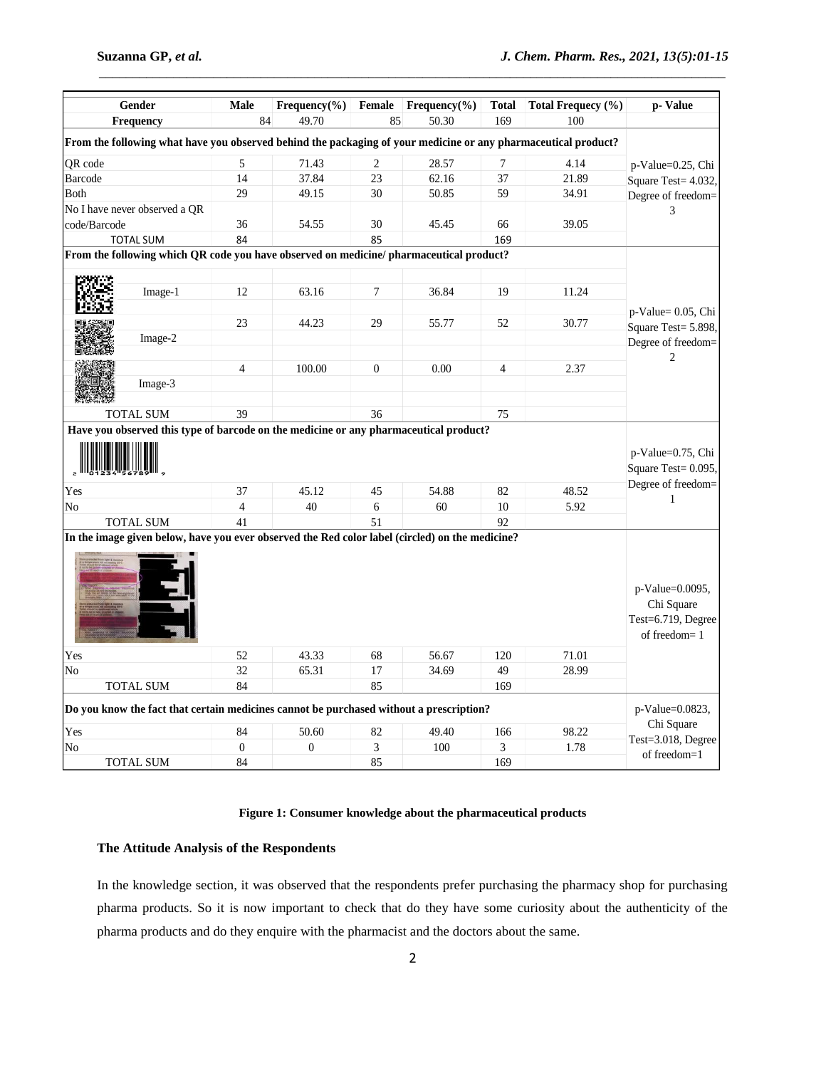| Gender | Male | Frequency(%) | Female | Frequency(%) | Total | Total Frequecy (%) | p- Value |
|---|---|---|---|---|---|---|---|
| Frequency | 84 | 49.70 | 85 | 50.30 | 169 | 100 | |
| **From the following what have you observed behind the packaging of your medicine or any pharmaceutical product?** | | | | | | | |
| QR code | 5 | 71.43 | 2 | 28.57 | 7 | 4.14 | p-Value=0.25, Chi Square Test= 4.032, Degree of freedom= 3 |
| Barcode | 14 | 37.84 | 23 | 62.16 | 37 | 21.89 | |
| Both | 29 | 49.15 | 30 | 50.85 | 59 | 34.91 | |
| No I have never observed a QR code/Barcode | 36 | 54.55 | 30 | 45.45 | 66 | 39.05 | |
| TOTAL SUM | 84 | | 85 | | 169 | | |
| **From the following which QR code you have observed on medicine/ pharmaceutical product?** | | | | | | | |
| Image-1 | 12 | 63.16 | 7 | 36.84 | 19 | 11.24 | p-Value= 0.05, Chi Square Test= 5.898, Degree of freedom= 2 |
| Image-2 | 23 | 44.23 | 29 | 55.77 | 52 | 30.77 | |
| Image-3 | 4 | 100.00 | 0 | 0.00 | 4 | 2.37 | |
| TOTAL SUM | 39 | | 36 | | 75 | | |
| **Have you observed this type of barcode on the medicine or any pharmaceutical product?** | | | | | | | |
| Yes | 37 | 45.12 | 45 | 54.88 | 82 | 48.52 | p-Value=0.75, Chi Square Test= 0.095, Degree of freedom= 1 |
| No | 4 | 40 | 6 | 60 | 10 | 5.92 | |
| TOTAL SUM | 41 | | 51 | | 92 | | |
| **In the image given below, have you ever observed the Red color label (circled) on the medicine?** | | | | | | | |
| Yes | 52 | 43.33 | 68 | 56.67 | 120 | 71.01 | p-Value=0.0095, Chi Square Test=6.719, Degree of freedom= 1 |
| No | 32 | 65.31 | 17 | 34.69 | 49 | 28.99 | |
| TOTAL SUM | 84 | | 85 | | 169 | | |
| **Do you know the fact that certain medicines cannot be purchased without a prescription?** | | | | | | | |
| Yes | 84 | 50.60 | 82 | 49.40 | 166 | 98.22 | p-Value=0.0823, Chi Square Test=3.018, Degree of freedom=1 |
| No | 0 | 0 | 3 | 100 | 3 | 1.78 | |
| TOTAL SUM | 84 | | 85 | | 169 | | |

**Figure 1: Consumer knowledge about the pharmaceutical products**

### The Attitude Analysis of the Respondents

In the knowledge section, it was observed that the respondents prefer purchasing the pharmacy shop for purchasing pharma products. So it is now important to check that do they have some curiosity about the authenticity of the pharma products and do they enquire with the pharmacist and the doctors about the same.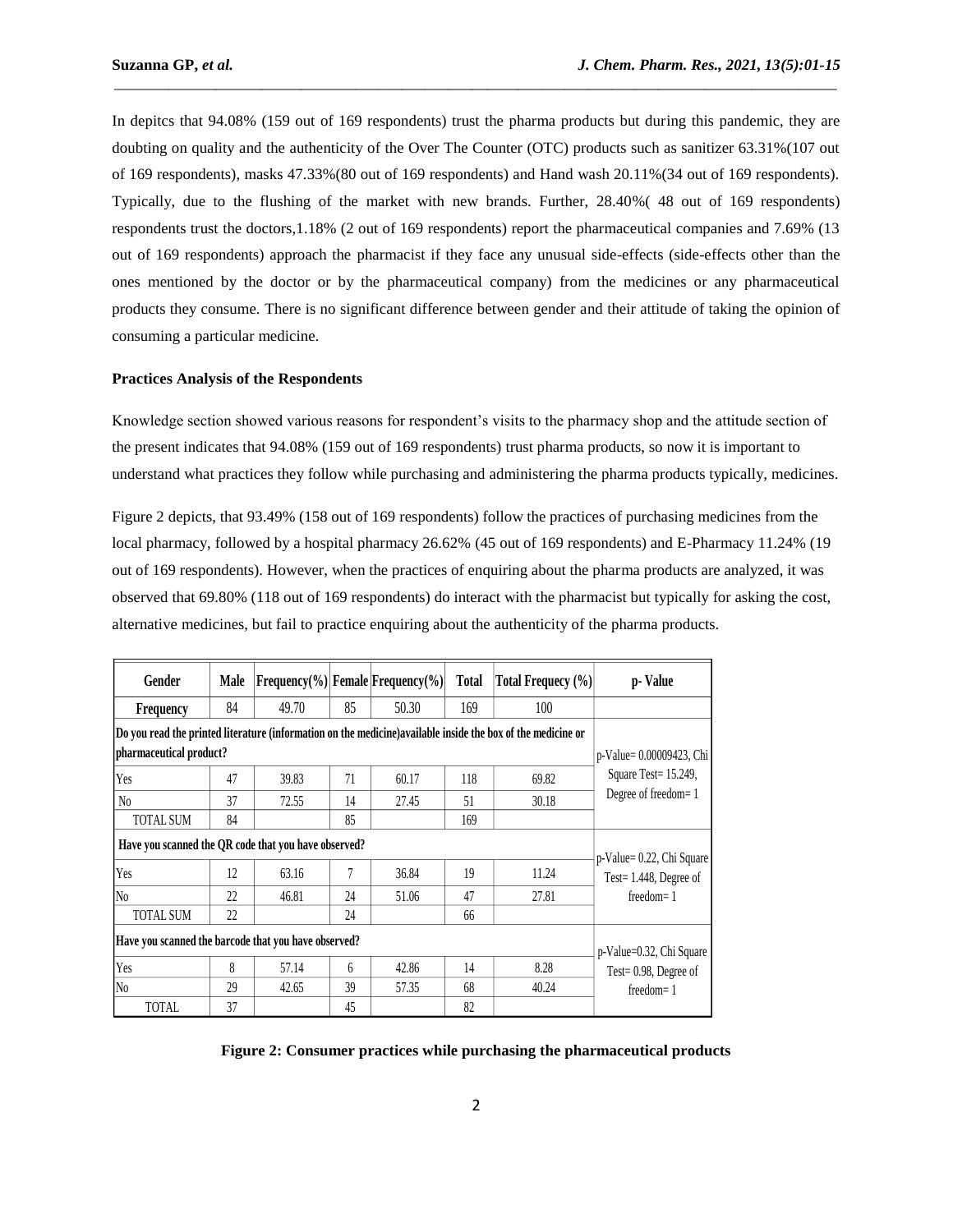In depitcs that 94.08% (159 out of 169 respondents) trust the pharma products but during this pandemic, they are doubting on quality and the authenticity of the Over The Counter (OTC) products such as sanitizer 63.31%(107 out of 169 respondents), masks 47.33%(80 out of 169 respondents) and Hand wash 20.11%(34 out of 169 respondents). Typically, due to the flushing of the market with new brands. Further, 28.40%( 48 out of 169 respondents) respondents trust the doctors,1.18% (2 out of 169 respondents) report the pharmaceutical companies and 7.69% (13 out of 169 respondents) approach the pharmacist if they face any unusual side-effects (side-effects other than the ones mentioned by the doctor or by the pharmaceutical company) from the medicines or any pharmaceutical products they consume. There is no significant difference between gender and their attitude of taking the opinion of consuming a particular medicine.

**Practices Analysis of the Respondents**

Knowledge section showed various reasons for respondent's visits to the pharmacy shop and the attitude section of the present indicates that 94.08% (159 out of 169 respondents) trust pharma products, so now it is important to understand what practices they follow while purchasing and administering the pharma products typically, medicines.

Figure 2 depicts, that 93.49% (158 out of 169 respondents) follow the practices of purchasing medicines from the local pharmacy, followed by a hospital pharmacy 26.62% (45 out of 169 respondents) and E-Pharmacy 11.24% (19 out of 169 respondents). However, when the practices of enquiring about the pharma products are analyzed, it was observed that 69.80% (118 out of 169 respondents) do interact with the pharmacist but typically for asking the cost, alternative medicines, but fail to practice enquiring about the authenticity of the pharma products.

| Gender | Male | Frequency(%) | Female | Frequency(%) | Total | Total Frequecy (%) | p- Value |
|---|---|---|---|---|---|---|---|
| Frequency | 84 | 49.70 | 85 | 50.30 | 169 | 100 | |
| Do you read the printed literature (information on the medicine)available inside the box of the medicine or pharmaceutical product? | | | | | | | p-Value= 0.00009423, Chi Square Test= 15.249, Degree of freedom= 1 |
| Yes | 47 | 39.83 | 71 | 60.17 | 118 | 69.82 | |
| No | 37 | 72.55 | 14 | 27.45 | 51 | 30.18 | |
| TOTAL SUM | 84 | | 85 | | 169 | | |
| Have you scanned the QR code that you have observed? | | | | | | | p-Value= 0.22, Chi Square Test= 1.448, Degree of freedom= 1 |
| Yes | 12 | 63.16 | 7 | 36.84 | 19 | 11.24 | |
| No | 22 | 46.81 | 24 | 51.06 | 47 | 27.81 | |
| TOTAL SUM | 22 | | 24 | | 66 | | |
| Have you scanned the barcode that you have observed? | | | | | | | p-Value=0.32, Chi Square Test= 0.98, Degree of freedom= 1 |
| Yes | 8 | 57.14 | 6 | 42.86 | 14 | 8.28 | |
| No | 29 | 42.65 | 39 | 57.35 | 68 | 40.24 | |
| TOTAL | 37 | | 45 | | 82 | | |

**Figure 2: Consumer practices while purchasing the pharmaceutical products**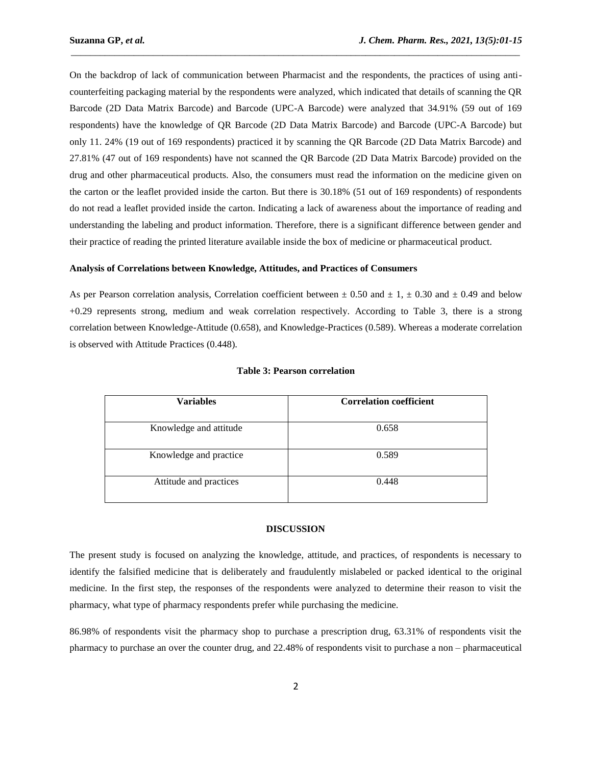On the backdrop of lack of communication between Pharmacist and the respondents, the practices of using anti-counterfeiting packaging material by the respondents were analyzed, which indicated that details of scanning the QR Barcode (2D Data Matrix Barcode) and Barcode (UPC-A Barcode) were analyzed that 34.91% (59 out of 169 respondents) have the knowledge of QR Barcode (2D Data Matrix Barcode) and Barcode (UPC-A Barcode) but only 11. 24% (19 out of 169 respondents) practiced it by scanning the QR Barcode (2D Data Matrix Barcode) and 27.81% (47 out of 169 respondents) have not scanned the QR Barcode (2D Data Matrix Barcode) provided on the drug and other pharmaceutical products. Also, the consumers must read the information on the medicine given on the carton or the leaflet provided inside the carton. But there is 30.18% (51 out of 169 respondents) of respondents do not read a leaflet provided inside the carton. Indicating a lack of awareness about the importance of reading and understanding the labeling and product information. Therefore, there is a significant difference between gender and their practice of reading the printed literature available inside the box of medicine or pharmaceutical product.

**Analysis of Correlations between Knowledge, Attitudes, and Practices of Consumers**

As per Pearson correlation analysis, Correlation coefficient between ± 0.50 and ± 1, ± 0.30 and ± 0.49 and below +0.29 represents strong, medium and weak correlation respectively. According to Table 3, there is a strong correlation between Knowledge-Attitude (0.658), and Knowledge-Practices (0.589). Whereas a moderate correlation is observed with Attitude Practices (0.448).

**Table 3: Pearson correlation**

| Variables | Correlation coefficient |
|---|---|
| Knowledge and attitude | 0.658 |
| Knowledge and practice | 0.589 |
| Attitude and practices | 0.448 |

## DISCUSSION

The present study is focused on analyzing the knowledge, attitude, and practices, of respondents is necessary to identify the falsified medicine that is deliberately and fraudulently mislabeled or packed identical to the original medicine. In the first step, the responses of the respondents were analyzed to determine their reason to visit the pharmacy, what type of pharmacy respondents prefer while purchasing the medicine.

86.98% of respondents visit the pharmacy shop to purchase a prescription drug, 63.31% of respondents visit the pharmacy to purchase an over the counter drug, and 22.48% of respondents visit to purchase a non – pharmaceutical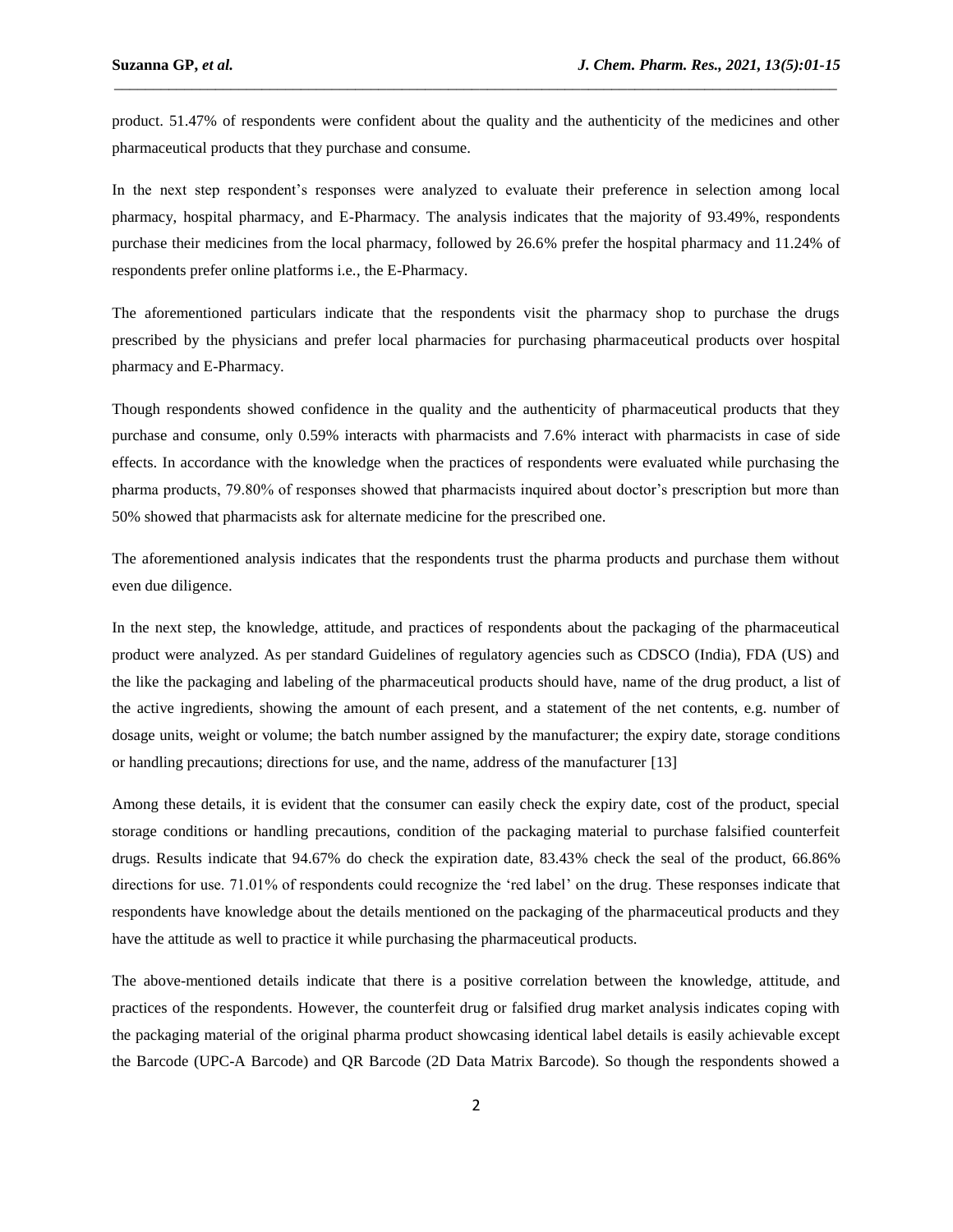product. 51.47% of respondents were confident about the quality and the authenticity of the medicines and other pharmaceutical products that they purchase and consume.

In the next step respondent's responses were analyzed to evaluate their preference in selection among local pharmacy, hospital pharmacy, and E-Pharmacy. The analysis indicates that the majority of 93.49%, respondents purchase their medicines from the local pharmacy, followed by 26.6% prefer the hospital pharmacy and 11.24% of respondents prefer online platforms i.e., the E-Pharmacy.

The aforementioned particulars indicate that the respondents visit the pharmacy shop to purchase the drugs prescribed by the physicians and prefer local pharmacies for purchasing pharmaceutical products over hospital pharmacy and E-Pharmacy.

Though respondents showed confidence in the quality and the authenticity of pharmaceutical products that they purchase and consume, only 0.59% interacts with pharmacists and 7.6% interact with pharmacists in case of side effects. In accordance with the knowledge when the practices of respondents were evaluated while purchasing the pharma products, 79.80% of responses showed that pharmacists inquired about doctor's prescription but more than 50% showed that pharmacists ask for alternate medicine for the prescribed one.

The aforementioned analysis indicates that the respondents trust the pharma products and purchase them without even due diligence.

In the next step, the knowledge, attitude, and practices of respondents about the packaging of the pharmaceutical product were analyzed. As per standard Guidelines of regulatory agencies such as CDSCO (India), FDA (US) and the like the packaging and labeling of the pharmaceutical products should have, name of the drug product, a list of the active ingredients, showing the amount of each present, and a statement of the net contents, e.g. number of dosage units, weight or volume; the batch number assigned by the manufacturer; the expiry date, storage conditions or handling precautions; directions for use, and the name, address of the manufacturer [13]

Among these details, it is evident that the consumer can easily check the expiry date, cost of the product, special storage conditions or handling precautions, condition of the packaging material to purchase falsified counterfeit drugs. Results indicate that 94.67% do check the expiration date, 83.43% check the seal of the product, 66.86% directions for use. 71.01% of respondents could recognize the 'red label' on the drug. These responses indicate that respondents have knowledge about the details mentioned on the packaging of the pharmaceutical products and they have the attitude as well to practice it while purchasing the pharmaceutical products.

The above-mentioned details indicate that there is a positive correlation between the knowledge, attitude, and practices of the respondents. However, the counterfeit drug or falsified drug market analysis indicates coping with the packaging material of the original pharma product showcasing identical label details is easily achievable except the Barcode (UPC-A Barcode) and QR Barcode (2D Data Matrix Barcode). So though the respondents showed a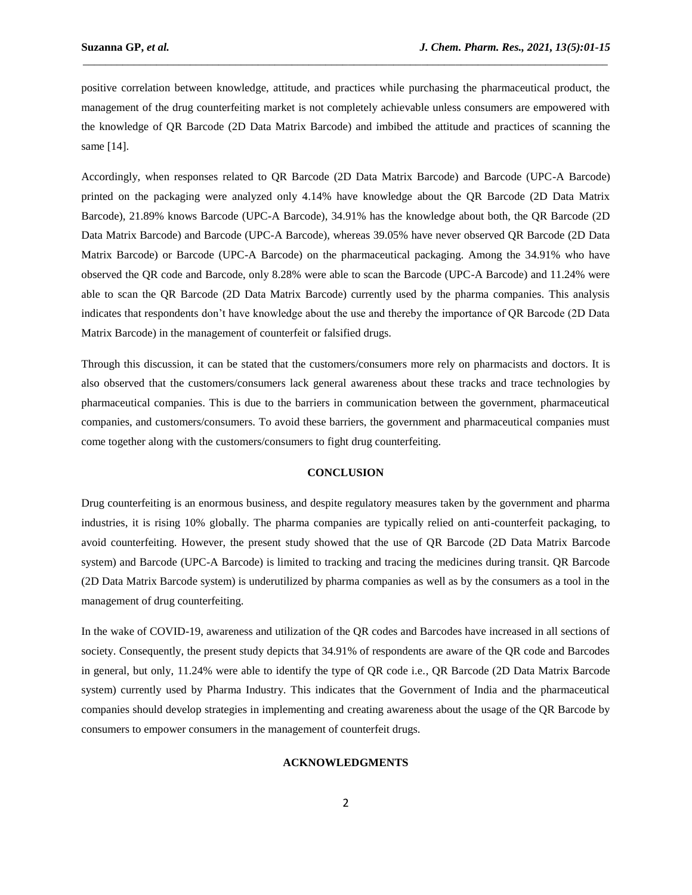positive correlation between knowledge, attitude, and practices while purchasing the pharmaceutical product, the management of the drug counterfeiting market is not completely achievable unless consumers are empowered with the knowledge of QR Barcode (2D Data Matrix Barcode) and imbibed the attitude and practices of scanning the same [14].

Accordingly, when responses related to QR Barcode (2D Data Matrix Barcode) and Barcode (UPC-A Barcode) printed on the packaging were analyzed only 4.14% have knowledge about the QR Barcode (2D Data Matrix Barcode), 21.89% knows Barcode (UPC-A Barcode), 34.91% has the knowledge about both, the QR Barcode (2D Data Matrix Barcode) and Barcode (UPC-A Barcode), whereas 39.05% have never observed QR Barcode (2D Data Matrix Barcode) or Barcode (UPC-A Barcode) on the pharmaceutical packaging. Among the 34.91% who have observed the QR code and Barcode, only 8.28% were able to scan the Barcode (UPC-A Barcode) and 11.24% were able to scan the QR Barcode (2D Data Matrix Barcode) currently used by the pharma companies. This analysis indicates that respondents don't have knowledge about the use and thereby the importance of QR Barcode (2D Data Matrix Barcode) in the management of counterfeit or falsified drugs.

Through this discussion, it can be stated that the customers/consumers more rely on pharmacists and doctors. It is also observed that the customers/consumers lack general awareness about these tracks and trace technologies by pharmaceutical companies. This is due to the barriers in communication between the government, pharmaceutical companies, and customers/consumers. To avoid these barriers, the government and pharmaceutical companies must come together along with the customers/consumers to fight drug counterfeiting.

## CONCLUSION

Drug counterfeiting is an enormous business, and despite regulatory measures taken by the government and pharma industries, it is rising 10% globally. The pharma companies are typically relied on anti-counterfeit packaging, to avoid counterfeiting. However, the present study showed that the use of QR Barcode (2D Data Matrix Barcode system) and Barcode (UPC-A Barcode) is limited to tracking and tracing the medicines during transit. QR Barcode (2D Data Matrix Barcode system) is underutilized by pharma companies as well as by the consumers as a tool in the management of drug counterfeiting.

In the wake of COVID-19, awareness and utilization of the QR codes and Barcodes have increased in all sections of society. Consequently, the present study depicts that 34.91% of respondents are aware of the QR code and Barcodes in general, but only, 11.24% were able to identify the type of QR code i.e., QR Barcode (2D Data Matrix Barcode system) currently used by Pharma Industry. This indicates that the Government of India and the pharmaceutical companies should develop strategies in implementing and creating awareness about the usage of the QR Barcode by consumers to empower consumers in the management of counterfeit drugs.

## ACKNOWLEDGMENTS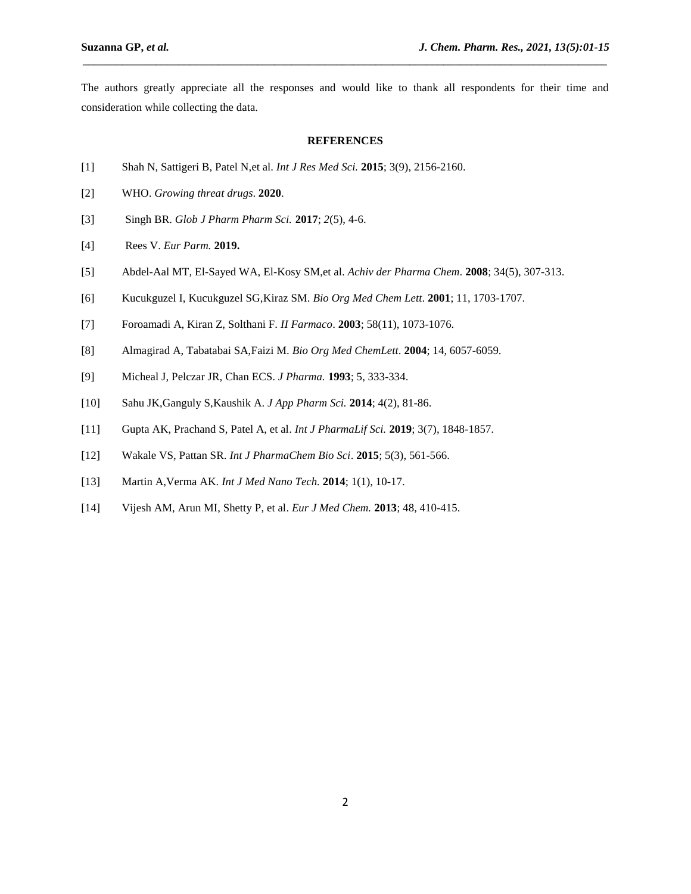The authors greatly appreciate all the responses and would like to thank all respondents for their time and consideration while collecting the data.

## REFERENCES

[1] Shah N, Sattigeri B, Patel N,et al. *Int J Res Med Sci.* **2015**; 3(9), 2156-2160.

[2] WHO. *Growing threat drugs*. **2020**.

[3] Singh BR. *Glob J Pharm Pharm Sci.* **2017**; *2*(5), 4-6.

[4] Rees V. *Eur Parm.* **2019.**

[5] Abdel-Aal MT, El-Sayed WA, El-Kosy SM,et al. *Achiv der Pharma Chem*. **2008**; 34(5), 307-313.

[6] Kucukguzel I, Kucukguzel SG,Kiraz SM. *Bio Org Med Chem Lett*. **2001**; 11, 1703-1707.

[7] Foroamadi A, Kiran Z, Solthani F. *II Farmaco*. **2003**; 58(11), 1073-1076.

[8] Almagirad A, Tabatabai SA,Faizi M. *Bio Org Med ChemLett*. **2004**; 14, 6057-6059.

[9] Micheal J, Pelczar JR, Chan ECS. *J Pharma.* **1993**; 5, 333-334.

[10] Sahu JK,Ganguly S,Kaushik A. *J App Pharm Sci.* **2014**; 4(2), 81-86.

[11] Gupta AK, Prachand S, Patel A, et al. *Int J PharmaLif Sci.* **2019**; 3(7), 1848-1857.

[12] Wakale VS, Pattan SR. *Int J PharmaChem Bio Sci*. **2015**; 5(3), 561-566.

[13] Martin A,Verma AK. *Int J Med Nano Tech.* **2014**; 1(1), 10-17.

[14] Vijesh AM, Arun MI, Shetty P, et al. *Eur J Med Chem.* **2013**; 48, 410-415.